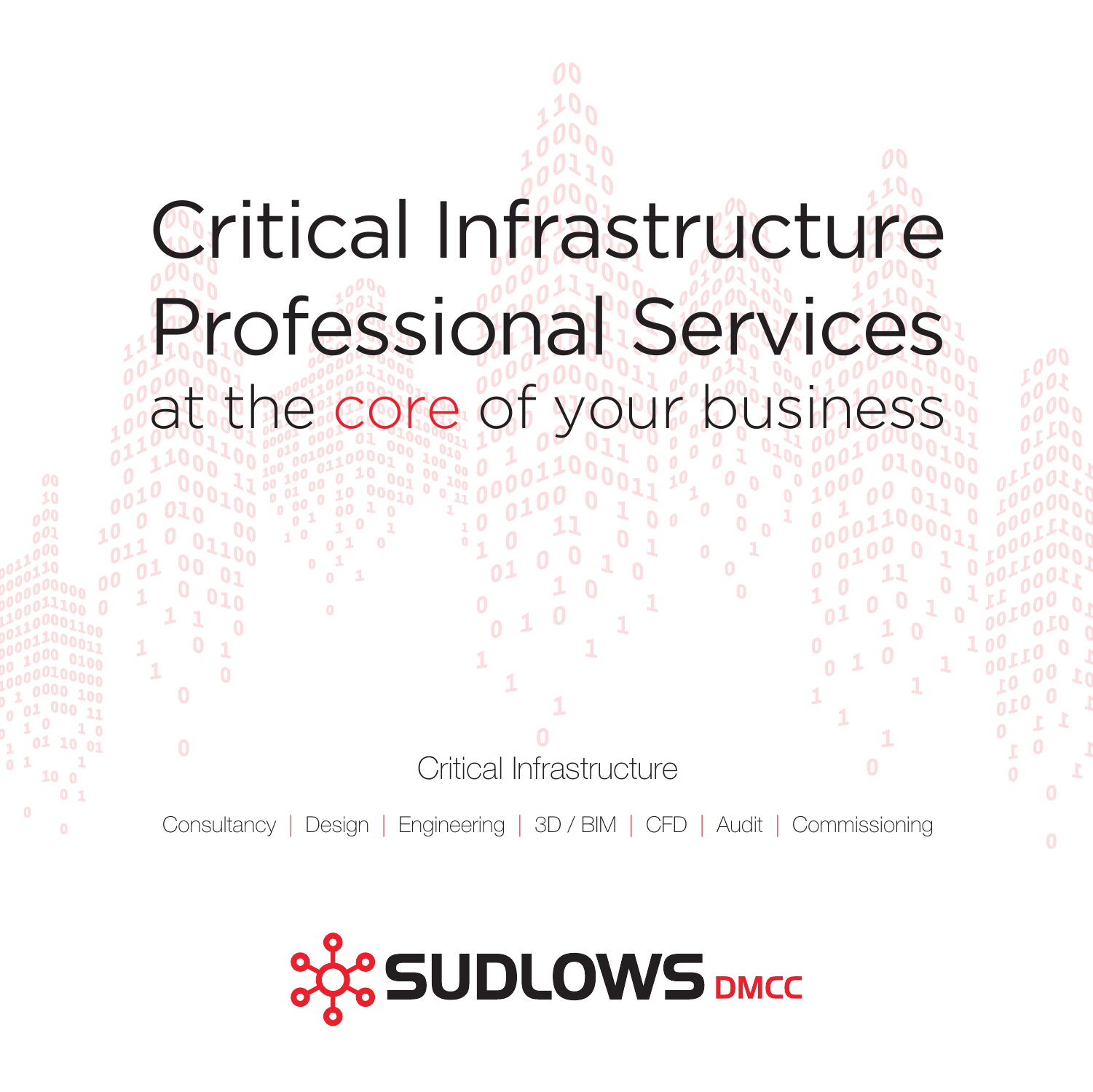# Critical Infrastructure Professional Services

## at the core of your business

Critical Infrastructure

Consultancy | Design | Engineering | 3D / BIM | CFD | Audit | Commissioning

SUDLOWS DMCC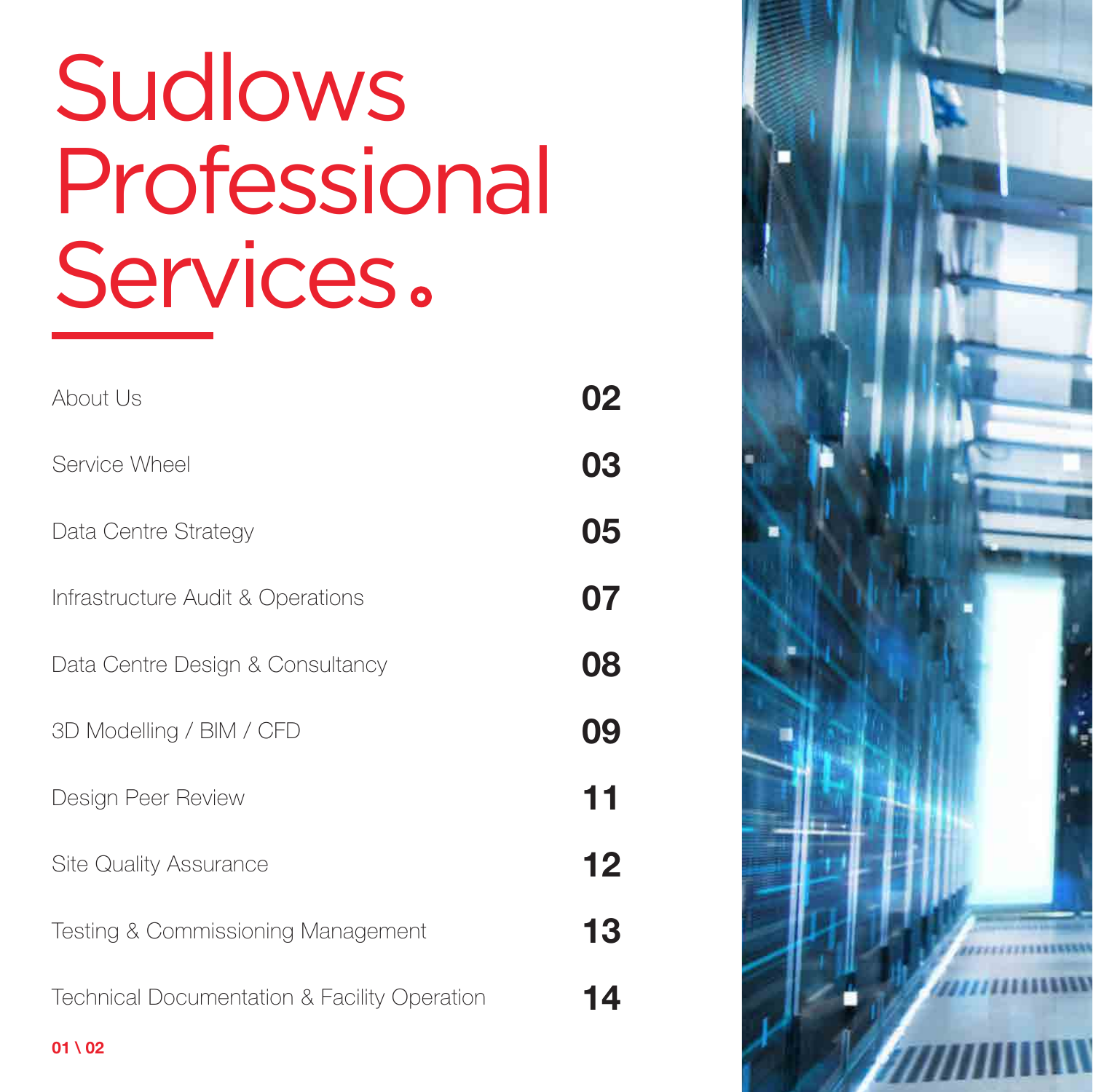# Sudlows Professional Services.

| | |
|---|---|
| About Us | 02 |
| Service Wheel | 03 |
| Data Centre Strategy | 05 |
| Infrastructure Audit & Operations | 07 |
| Data Centre Design & Consultancy | 08 |
| 3D Modelling / BIM / CFD | 09 |
| Design Peer Review | 11 |
| Site Quality Assurance | 12 |
| Testing & Commissioning Management | 13 |
| Technical Documentation & Facility Operation | 14 |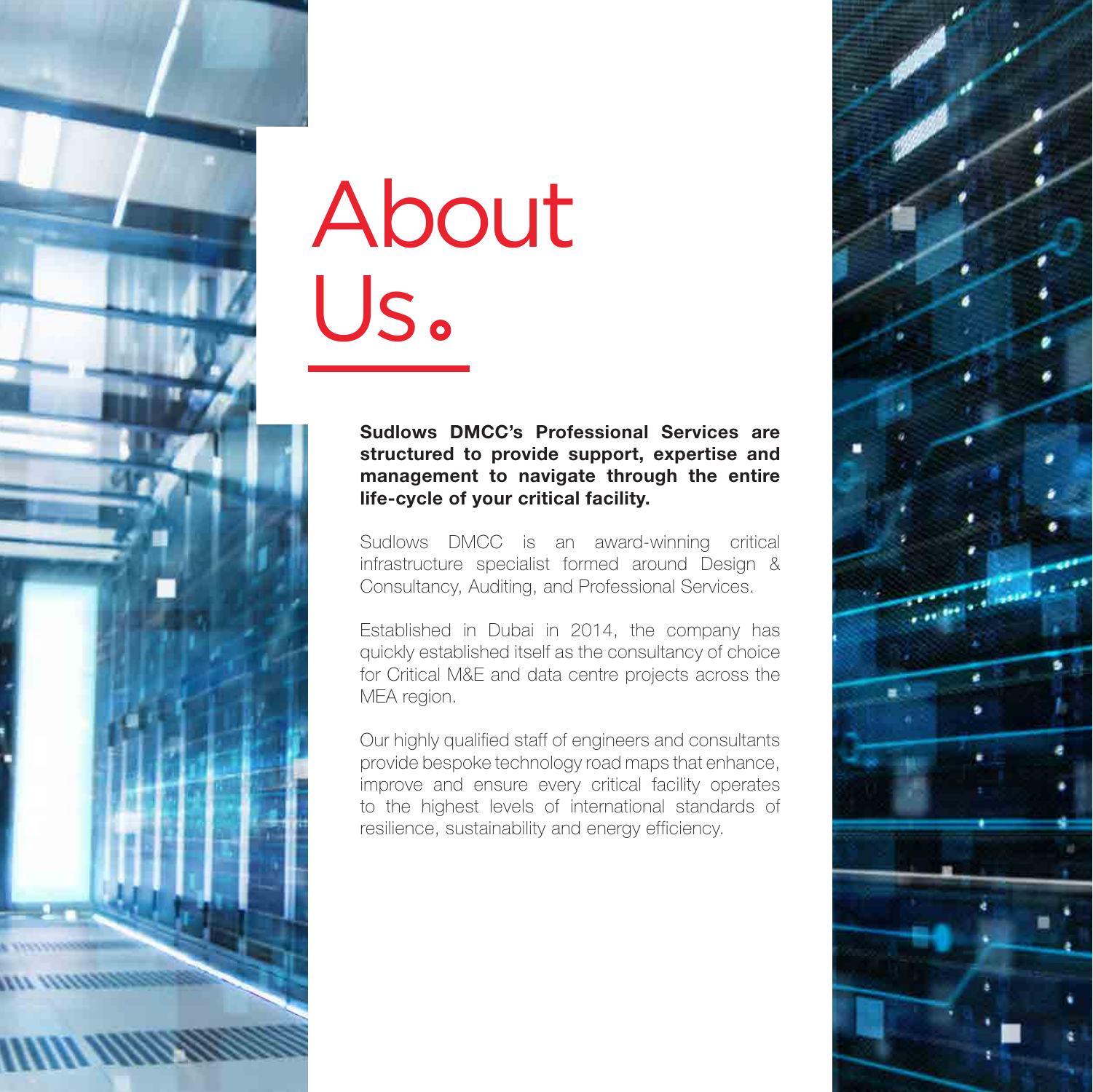# About Us.

**Sudlows DMCC's Professional Services are structured to provide support, expertise and management to navigate through the entire life-cycle of your critical facility.**

Sudlows DMCC is an award-winning critical infrastructure specialist formed around Design & Consultancy, Auditing, and Professional Services.

Established in Dubai in 2014, the company has quickly established itself as the consultancy of choice for Critical M&E and data centre projects across the MEA region.

Our highly qualified staff of engineers and consultants provide bespoke technology road maps that enhance, improve and ensure every critical facility operates to the highest levels of international standards of resilience, sustainability and energy efficiency.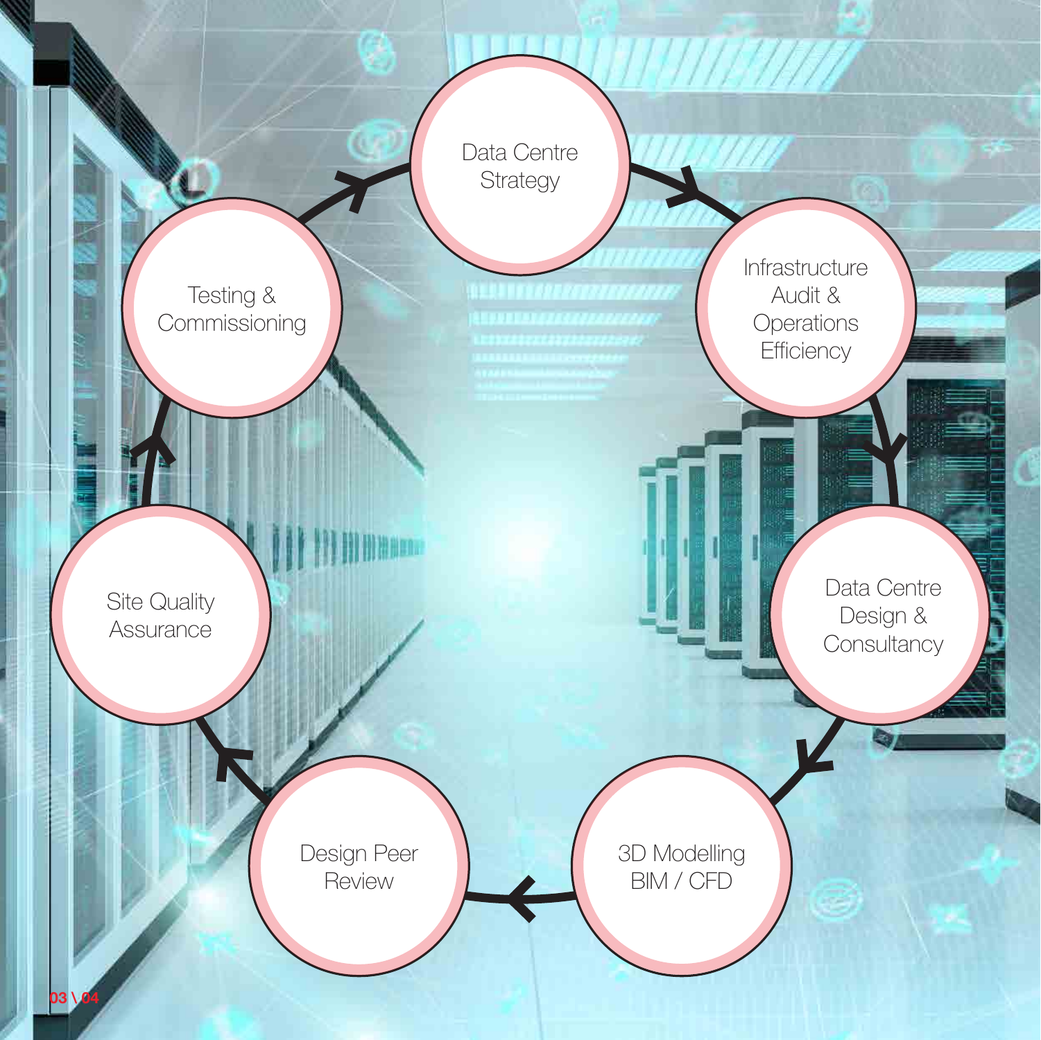- Data Centre Strategy
- Infrastructure Audit & Operations Efficiency
- Data Centre Design & Consultancy
- 3D Modelling BIM / CFD
- Design Peer Review
- Site Quality Assurance
- Testing & Commissioning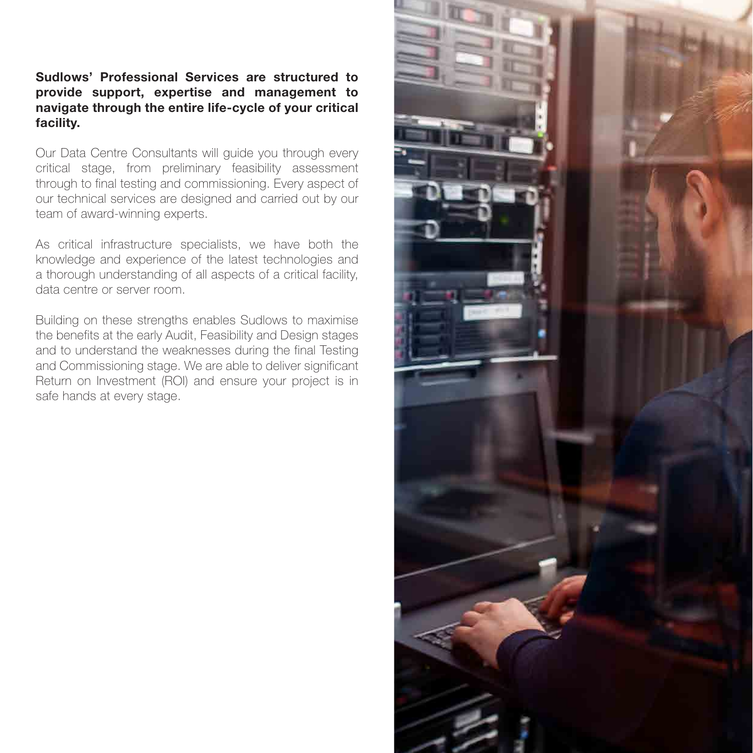**Sudlows' Professional Services are structured to provide support, expertise and management to navigate through the entire life-cycle of your critical facility.**

Our Data Centre Consultants will guide you through every critical stage, from preliminary feasibility assessment through to final testing and commissioning. Every aspect of our technical services are designed and carried out by our team of award-winning experts.

As critical infrastructure specialists, we have both the knowledge and experience of the latest technologies and a thorough understanding of all aspects of a critical facility, data centre or server room.

Building on these strengths enables Sudlows to maximise the benefits at the early Audit, Feasibility and Design stages and to understand the weaknesses during the final Testing and Commissioning stage. We are able to deliver significant Return on Investment (ROI) and ensure your project is in safe hands at every stage.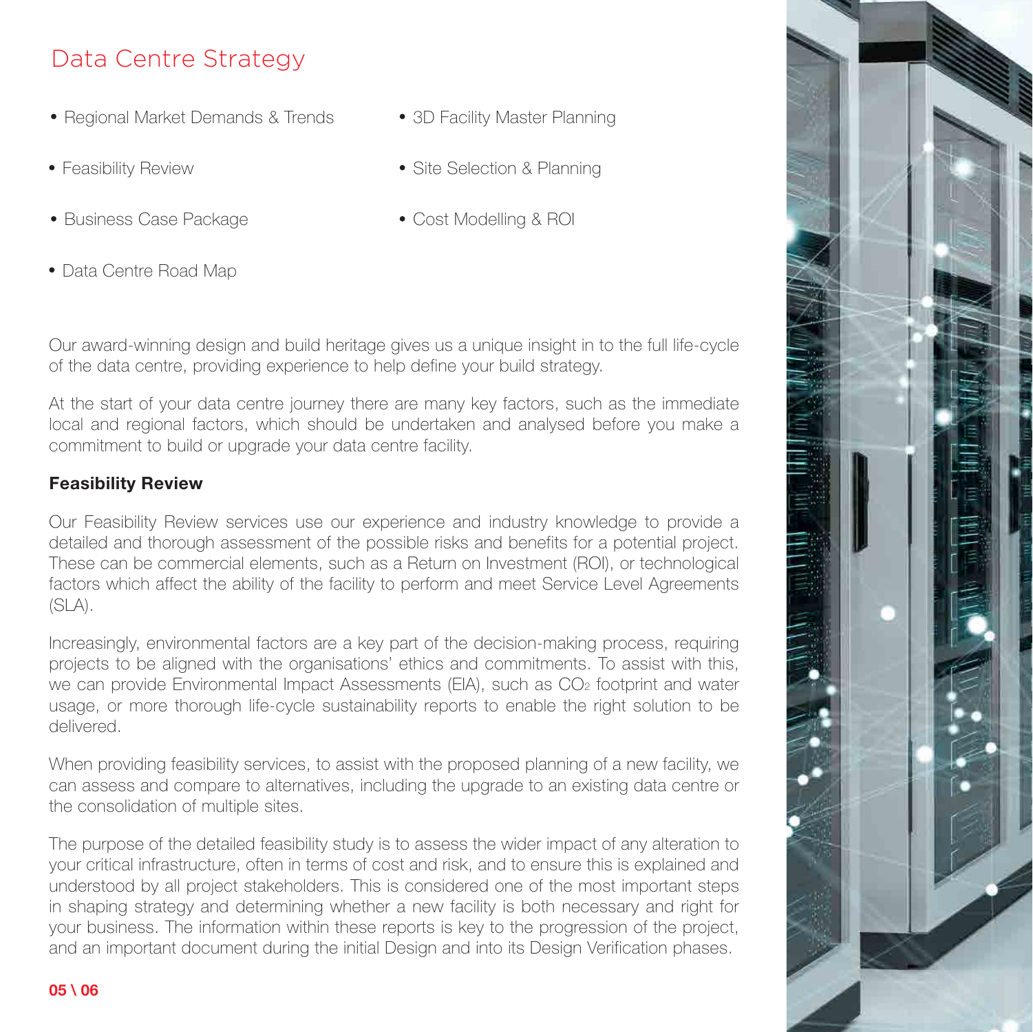# Data Centre Strategy

- Regional Market Demands & Trends
- Feasibility Review
- Business Case Package
- Data Centre Road Map
- 3D Facility Master Planning
- Site Selection & Planning
- Cost Modelling & ROI

Our award-winning design and build heritage gives us a unique insight in to the full life-cycle of the data centre, providing experience to help define your build strategy.

At the start of your data centre journey there are many key factors, such as the immediate local and regional factors, which should be undertaken and analysed before you make a commitment to build or upgrade your data centre facility.

**Feasibility Review**

Our Feasibility Review services use our experience and industry knowledge to provide a detailed and thorough assessment of the possible risks and benefits for a potential project. These can be commercial elements, such as a Return on Investment (ROI), or technological factors which affect the ability of the facility to perform and meet Service Level Agreements (SLA).

Increasingly, environmental factors are a key part of the decision-making process, requiring projects to be aligned with the organisations' ethics and commitments. To assist with this, we can provide Environmental Impact Assessments (EIA), such as $CO_2$ footprint and water usage, or more thorough life-cycle sustainability reports to enable the right solution to be delivered.

When providing feasibility services, to assist with the proposed planning of a new facility, we can assess and compare to alternatives, including the upgrade to an existing data centre or the consolidation of multiple sites.

The purpose of the detailed feasibility study is to assess the wider impact of any alteration to your critical infrastructure, often in terms of cost and risk, and to ensure this is explained and understood by all project stakeholders. This is considered one of the most important steps in shaping strategy and determining whether a new facility is both necessary and right for your business. The information within these reports is key to the progression of the project, and an important document during the initial Design and into its Design Verification phases.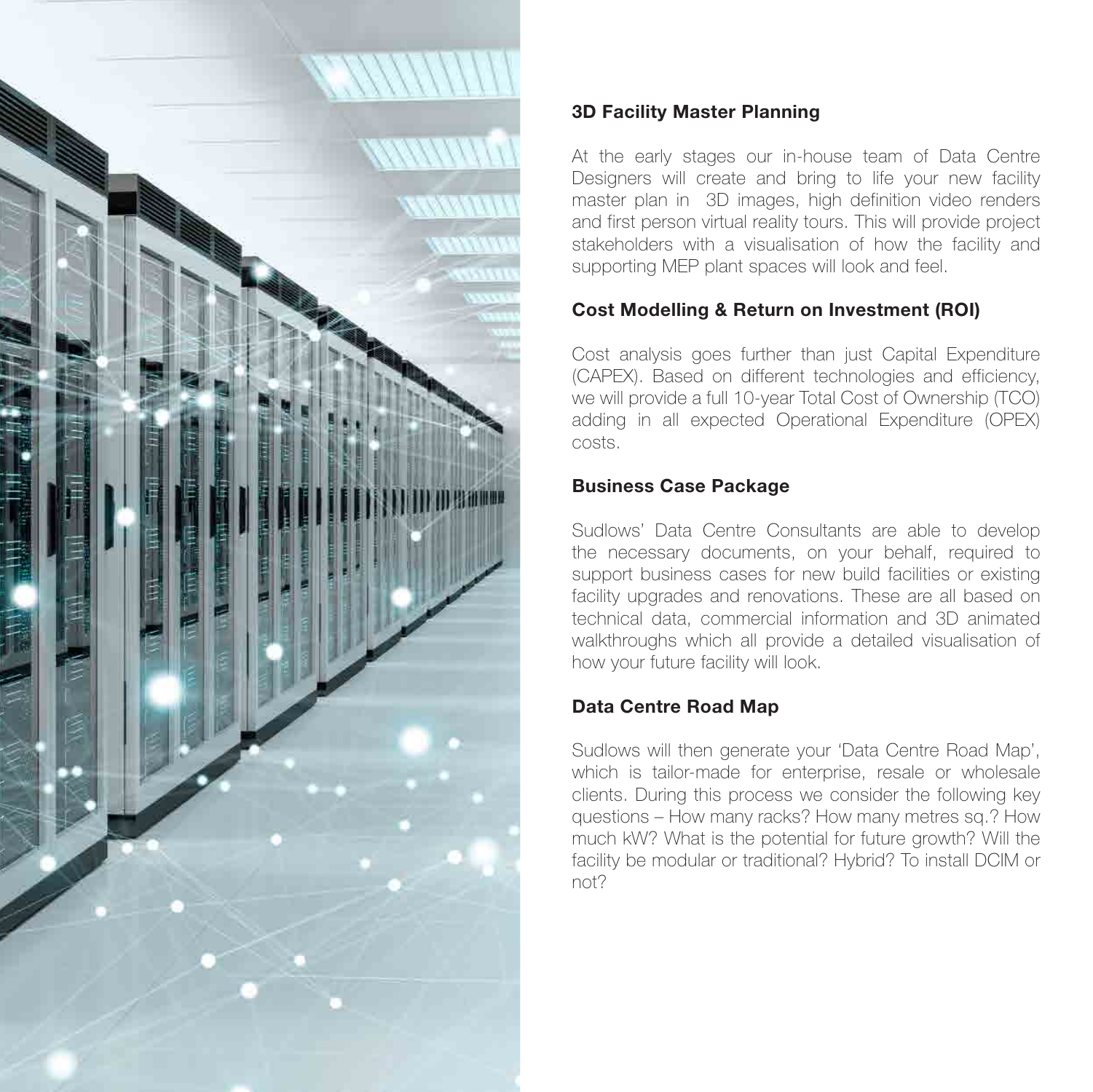### 3D Facility Master Planning

At the early stages our in-house team of Data Centre Designers will create and bring to life your new facility master plan in 3D images, high definition video renders and first person virtual reality tours. This will provide project stakeholders with a visualisation of how the facility and supporting MEP plant spaces will look and feel.

### Cost Modelling & Return on Investment (ROI)

Cost analysis goes further than just Capital Expenditure (CAPEX). Based on different technologies and efficiency, we will provide a full 10-year Total Cost of Ownership (TCO) adding in all expected Operational Expenditure (OPEX) costs.

### Business Case Package

Sudlows' Data Centre Consultants are able to develop the necessary documents, on your behalf, required to support business cases for new build facilities or existing facility upgrades and renovations. These are all based on technical data, commercial information and 3D animated walkthroughs which all provide a detailed visualisation of how your future facility will look.

### Data Centre Road Map

Sudlows will then generate your 'Data Centre Road Map', which is tailor-made for enterprise, resale or wholesale clients. During this process we consider the following key questions – How many racks? How many metres sq.? How much kW? What is the potential for future growth? Will the facility be modular or traditional? Hybrid? To install DCIM or not?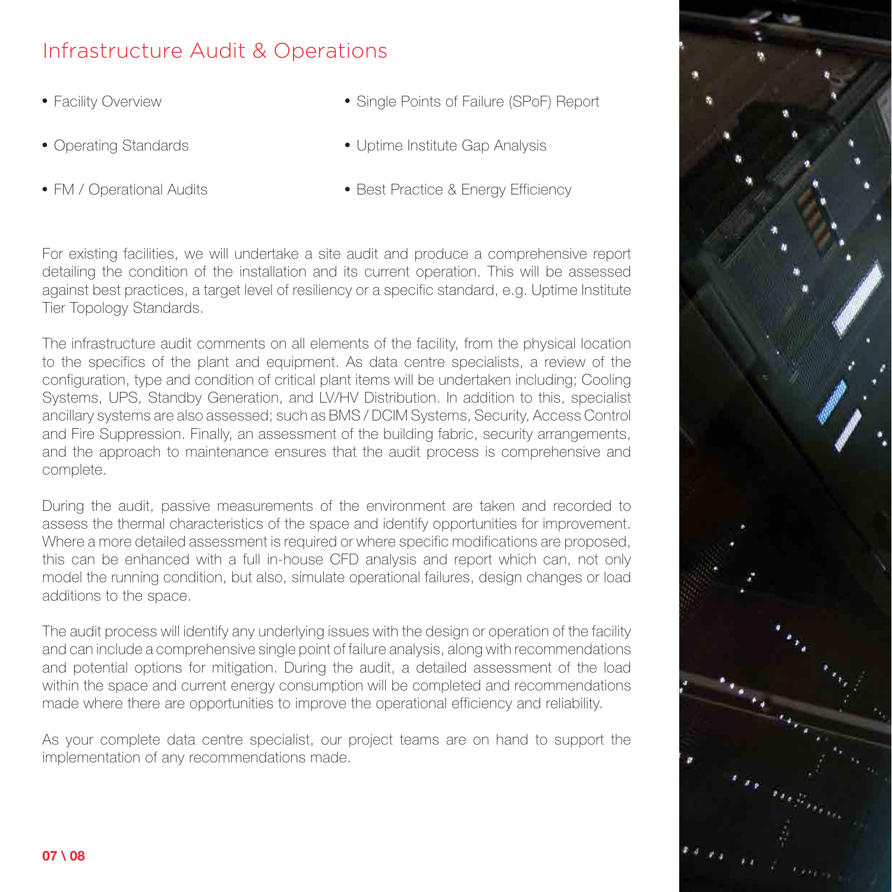# Infrastructure Audit & Operations

- Facility Overview
- Operating Standards
- FM / Operational Audits
- Single Points of Failure (SPoF) Report
- Uptime Institute Gap Analysis
- Best Practice & Energy Efficiency

For existing facilities, we will undertake a site audit and produce a comprehensive report detailing the condition of the installation and its current operation. This will be assessed against best practices, a target level of resiliency or a specific standard, e.g. Uptime Institute Tier Topology Standards.

The infrastructure audit comments on all elements of the facility, from the physical location to the specifics of the plant and equipment. As data centre specialists, a review of the configuration, type and condition of critical plant items will be undertaken including; Cooling Systems, UPS, Standby Generation, and LV/HV Distribution. In addition to this, specialist ancillary systems are also assessed; such as BMS / DCIM Systems, Security, Access Control and Fire Suppression. Finally, an assessment of the building fabric, security arrangements, and the approach to maintenance ensures that the audit process is comprehensive and complete.

During the audit, passive measurements of the environment are taken and recorded to assess the thermal characteristics of the space and identify opportunities for improvement. Where a more detailed assessment is required or where specific modifications are proposed, this can be enhanced with a full in-house CFD analysis and report which can, not only model the running condition, but also, simulate operational failures, design changes or load additions to the space.

The audit process will identify any underlying issues with the design or operation of the facility and can include a comprehensive single point of failure analysis, along with recommendations and potential options for mitigation. During the audit, a detailed assessment of the load within the space and current energy consumption will be completed and recommendations made where there are opportunities to improve the operational efficiency and reliability.

As your complete data centre specialist, our project teams are on hand to support the implementation of any recommendations made.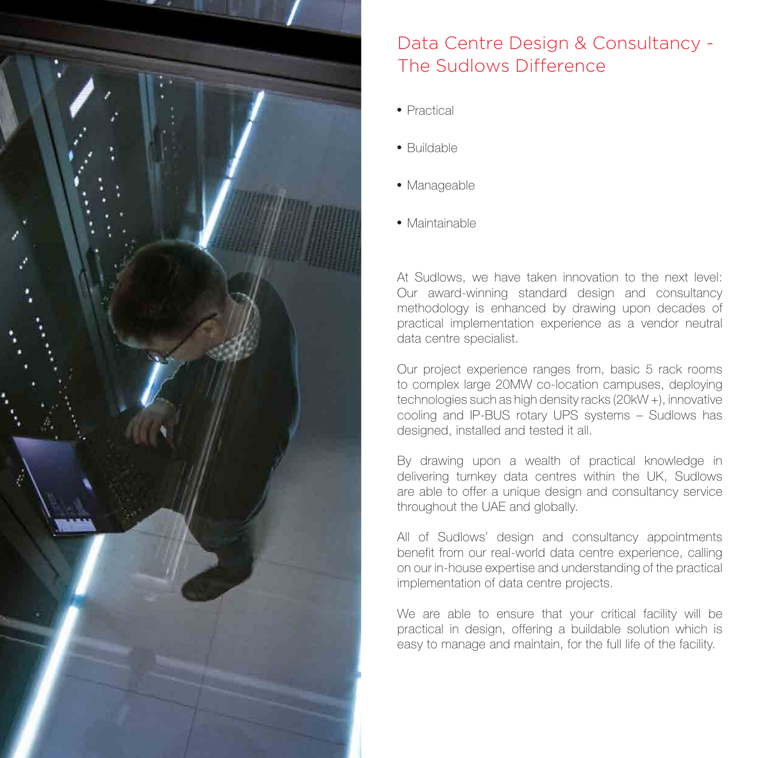# Data Centre Design & Consultancy - The Sudlows Difference

- Practical
- Buildable
- Manageable
- Maintainable

At Sudlows, we have taken innovation to the next level: Our award-winning standard design and consultancy methodology is enhanced by drawing upon decades of practical implementation experience as a vendor neutral data centre specialist.

Our project experience ranges from, basic 5 rack rooms to complex large 20MW co-location campuses, deploying technologies such as high density racks (20kW +), innovative cooling and IP-BUS rotary UPS systems – Sudlows has designed, installed and tested it all.

By drawing upon a wealth of practical knowledge in delivering turnkey data centres within the UK, Sudlows are able to offer a unique design and consultancy service throughout the UAE and globally.

All of Sudlows' design and consultancy appointments benefit from our real-world data centre experience, calling on our in-house expertise and understanding of the practical implementation of data centre projects.

We are able to ensure that your critical facility will be practical in design, offering a buildable solution which is easy to manage and maintain, for the full life of the facility.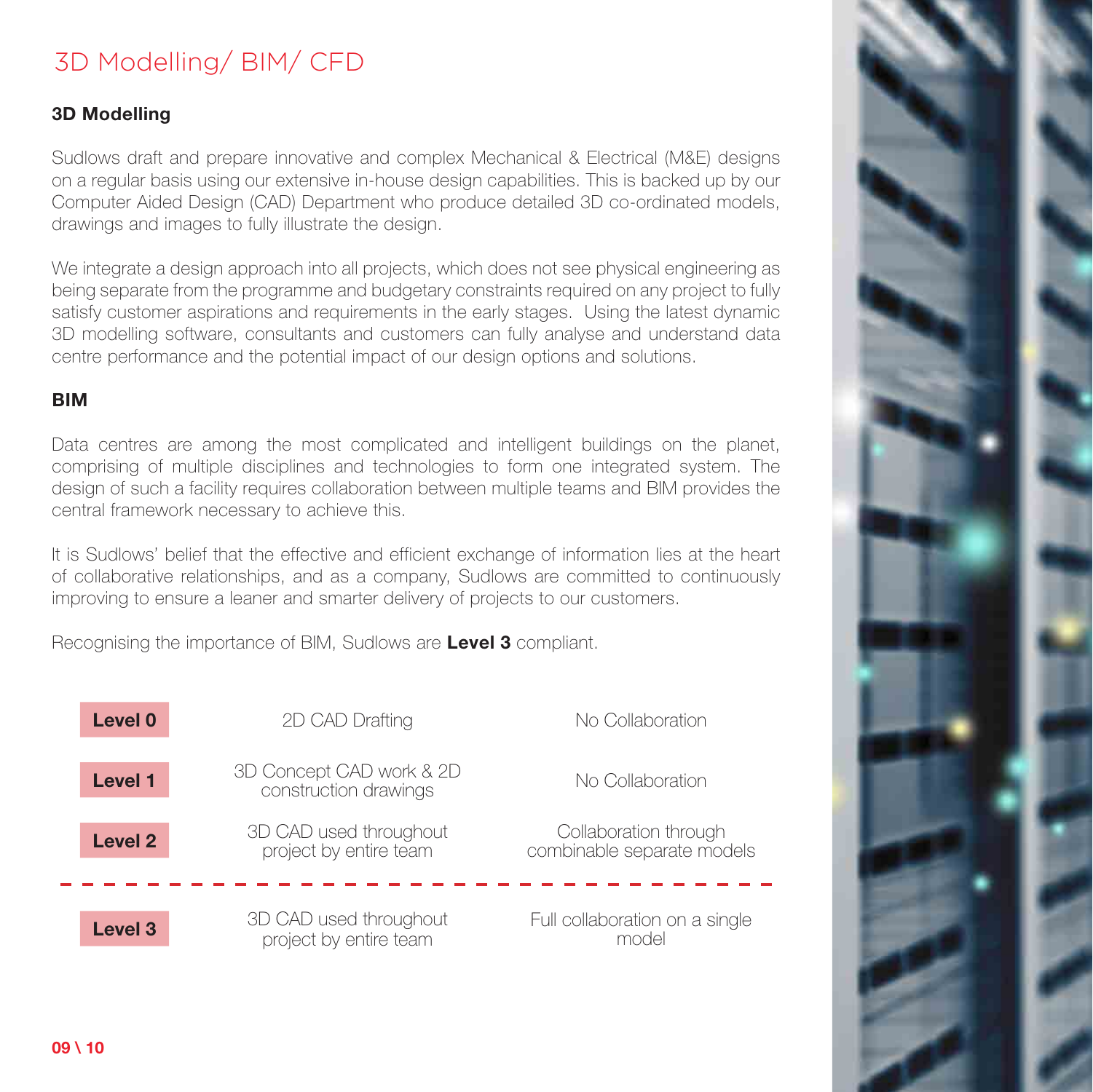# 3D Modelling/ BIM/ CFD

## 3D Modelling

Sudlows draft and prepare innovative and complex Mechanical & Electrical (M&E) designs on a regular basis using our extensive in-house design capabilities. This is backed up by our Computer Aided Design (CAD) Department who produce detailed 3D co-ordinated models, drawings and images to fully illustrate the design.

We integrate a design approach into all projects, which does not see physical engineering as being separate from the programme and budgetary constraints required on any project to fully satisfy customer aspirations and requirements in the early stages. Using the latest dynamic 3D modelling software, consultants and customers can fully analyse and understand data centre performance and the potential impact of our design options and solutions.

## BIM

Data centres are among the most complicated and intelligent buildings on the planet, comprising of multiple disciplines and technologies to form one integrated system. The design of such a facility requires collaboration between multiple teams and BIM provides the central framework necessary to achieve this.

It is Sudlows' belief that the effective and efficient exchange of information lies at the heart of collaborative relationships, and as a company, Sudlows are committed to continuously improving to ensure a leaner and smarter delivery of projects to our customers.

Recognising the importance of BIM, Sudlows are **Level 3** compliant.

| Level | | |
|---|---|---|
| **Level 0** | 2D CAD Drafting | No Collaboration |
| **Level 1** | 3D Concept CAD work & 2D construction drawings | No Collaboration |
| **Level 2** | 3D CAD used throughout project by entire team | Collaboration through combinable separate models |
| **Level 3** | 3D CAD used throughout project by entire team | Full collaboration on a single model |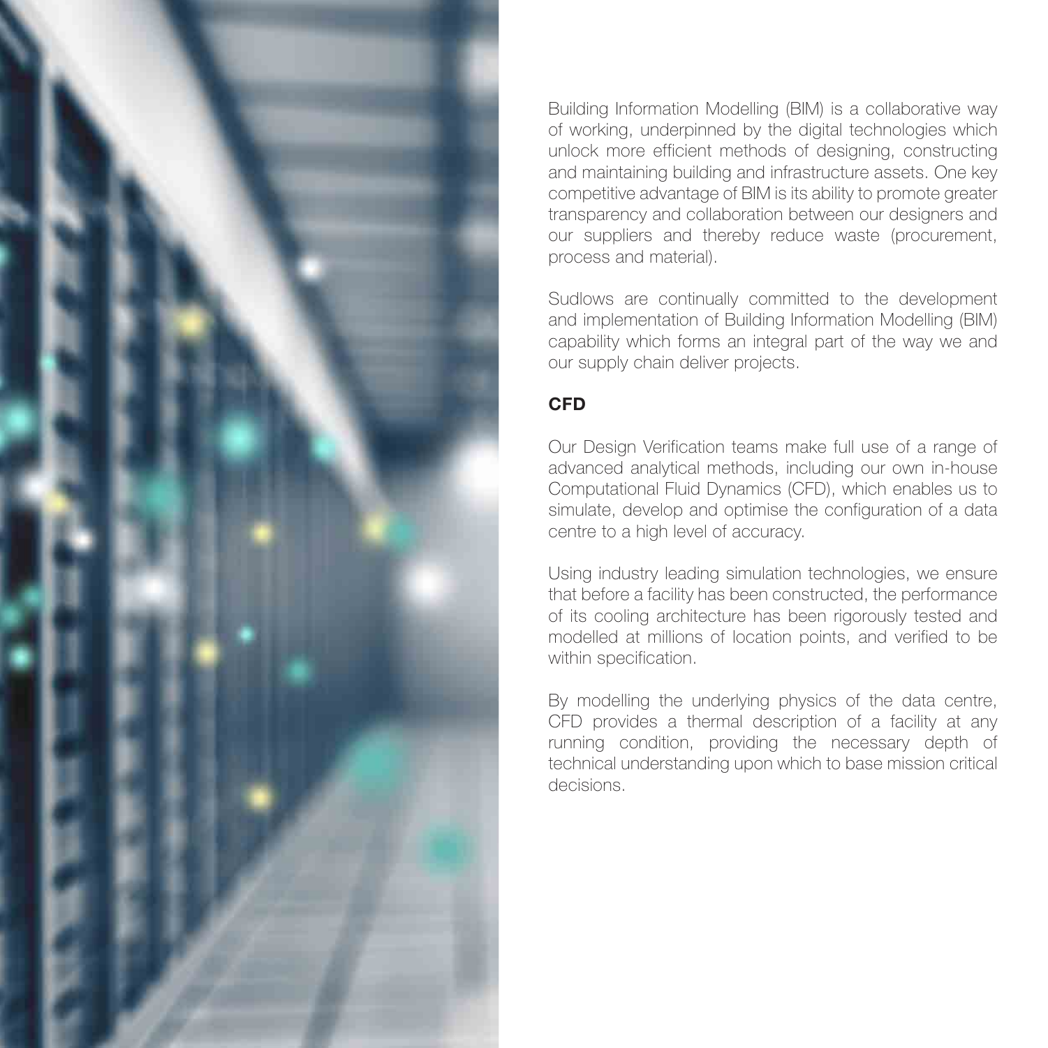Building Information Modelling (BIM) is a collaborative way of working, underpinned by the digital technologies which unlock more efficient methods of designing, constructing and maintaining building and infrastructure assets. One key competitive advantage of BIM is its ability to promote greater transparency and collaboration between our designers and our suppliers and thereby reduce waste (procurement, process and material).

Sudlows are continually committed to the development and implementation of Building Information Modelling (BIM) capability which forms an integral part of the way we and our supply chain deliver projects.

**CFD**

Our Design Verification teams make full use of a range of advanced analytical methods, including our own in-house Computational Fluid Dynamics (CFD), which enables us to simulate, develop and optimise the configuration of a data centre to a high level of accuracy.

Using industry leading simulation technologies, we ensure that before a facility has been constructed, the performance of its cooling architecture has been rigorously tested and modelled at millions of location points, and verified to be within specification.

By modelling the underlying physics of the data centre, CFD provides a thermal description of a facility at any running condition, providing the necessary depth of technical understanding upon which to base mission critical decisions.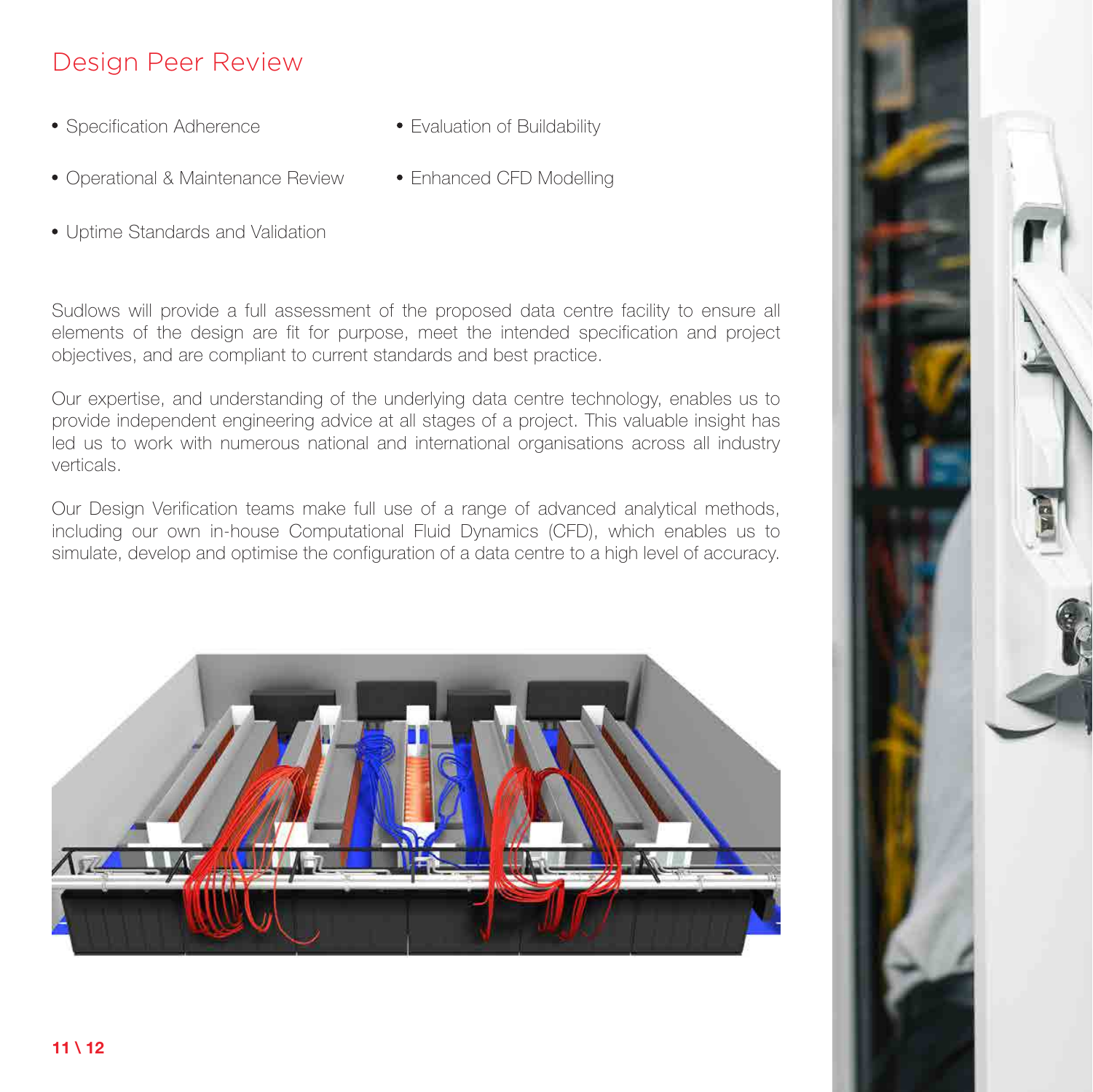# Design Peer Review

- Specification Adherence
- Evaluation of Buildability
- Operational & Maintenance Review
- Enhanced CFD Modelling
- Uptime Standards and Validation

Sudlows will provide a full assessment of the proposed data centre facility to ensure all elements of the design are fit for purpose, meet the intended specification and project objectives, and are compliant to current standards and best practice.

Our expertise, and understanding of the underlying data centre technology, enables us to provide independent engineering advice at all stages of a project. This valuable insight has led us to work with numerous national and international organisations across all industry verticals.

Our Design Verification teams make full use of a range of advanced analytical methods, including our own in-house Computational Fluid Dynamics (CFD), which enables us to simulate, develop and optimise the configuration of a data centre to a high level of accuracy.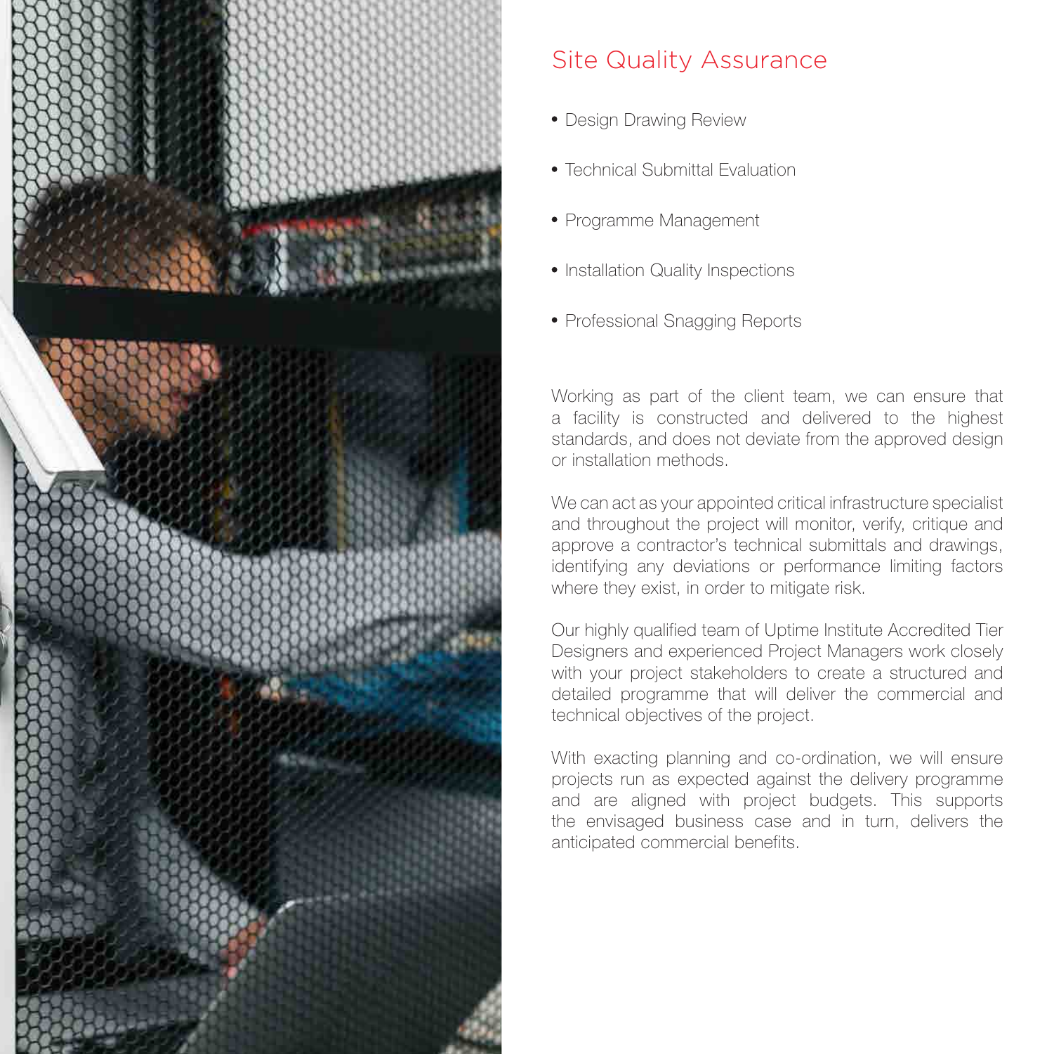## Site Quality Assurance

- Design Drawing Review
- Technical Submittal Evaluation
- Programme Management
- Installation Quality Inspections
- Professional Snagging Reports

Working as part of the client team, we can ensure that a facility is constructed and delivered to the highest standards, and does not deviate from the approved design or installation methods.

We can act as your appointed critical infrastructure specialist and throughout the project will monitor, verify, critique and approve a contractor's technical submittals and drawings, identifying any deviations or performance limiting factors where they exist, in order to mitigate risk.

Our highly qualified team of Uptime Institute Accredited Tier Designers and experienced Project Managers work closely with your project stakeholders to create a structured and detailed programme that will deliver the commercial and technical objectives of the project.

With exacting planning and co-ordination, we will ensure projects run as expected against the delivery programme and are aligned with project budgets. This supports the envisaged business case and in turn, delivers the anticipated commercial benefits.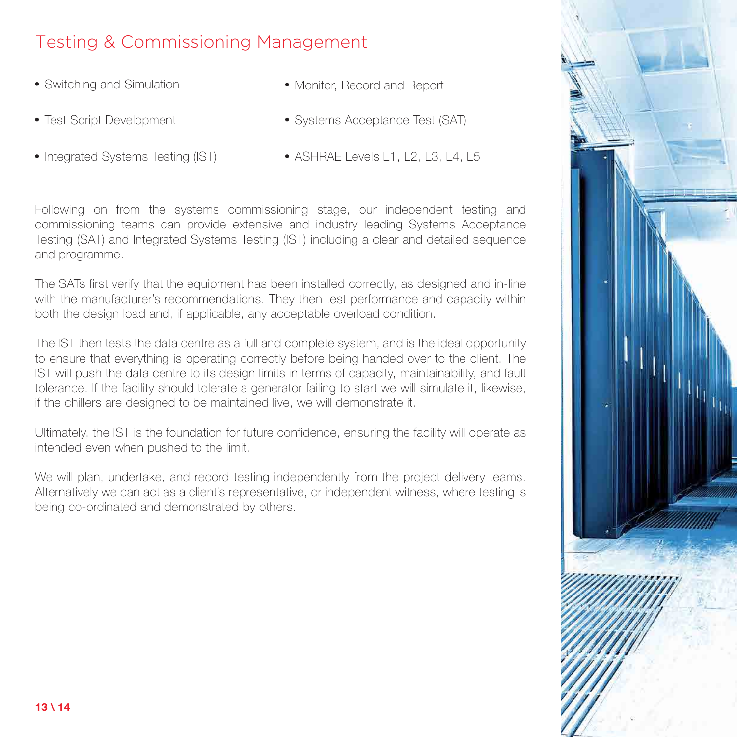# Testing & Commissioning Management

- Switching and Simulation
- Test Script Development
- Integrated Systems Testing (IST)
- Monitor, Record and Report
- Systems Acceptance Test (SAT)
- ASHRAE Levels L1, L2, L3, L4, L5

Following on from the systems commissioning stage, our independent testing and commissioning teams can provide extensive and industry leading Systems Acceptance Testing (SAT) and Integrated Systems Testing (IST) including a clear and detailed sequence and programme.

The SATs first verify that the equipment has been installed correctly, as designed and in-line with the manufacturer's recommendations. They then test performance and capacity within both the design load and, if applicable, any acceptable overload condition.

The IST then tests the data centre as a full and complete system, and is the ideal opportunity to ensure that everything is operating correctly before being handed over to the client. The IST will push the data centre to its design limits in terms of capacity, maintainability, and fault tolerance. If the facility should tolerate a generator failing to start we will simulate it, likewise, if the chillers are designed to be maintained live, we will demonstrate it.

Ultimately, the IST is the foundation for future confidence, ensuring the facility will operate as intended even when pushed to the limit.

We will plan, undertake, and record testing independently from the project delivery teams. Alternatively we can act as a client's representative, or independent witness, where testing is being co-ordinated and demonstrated by others.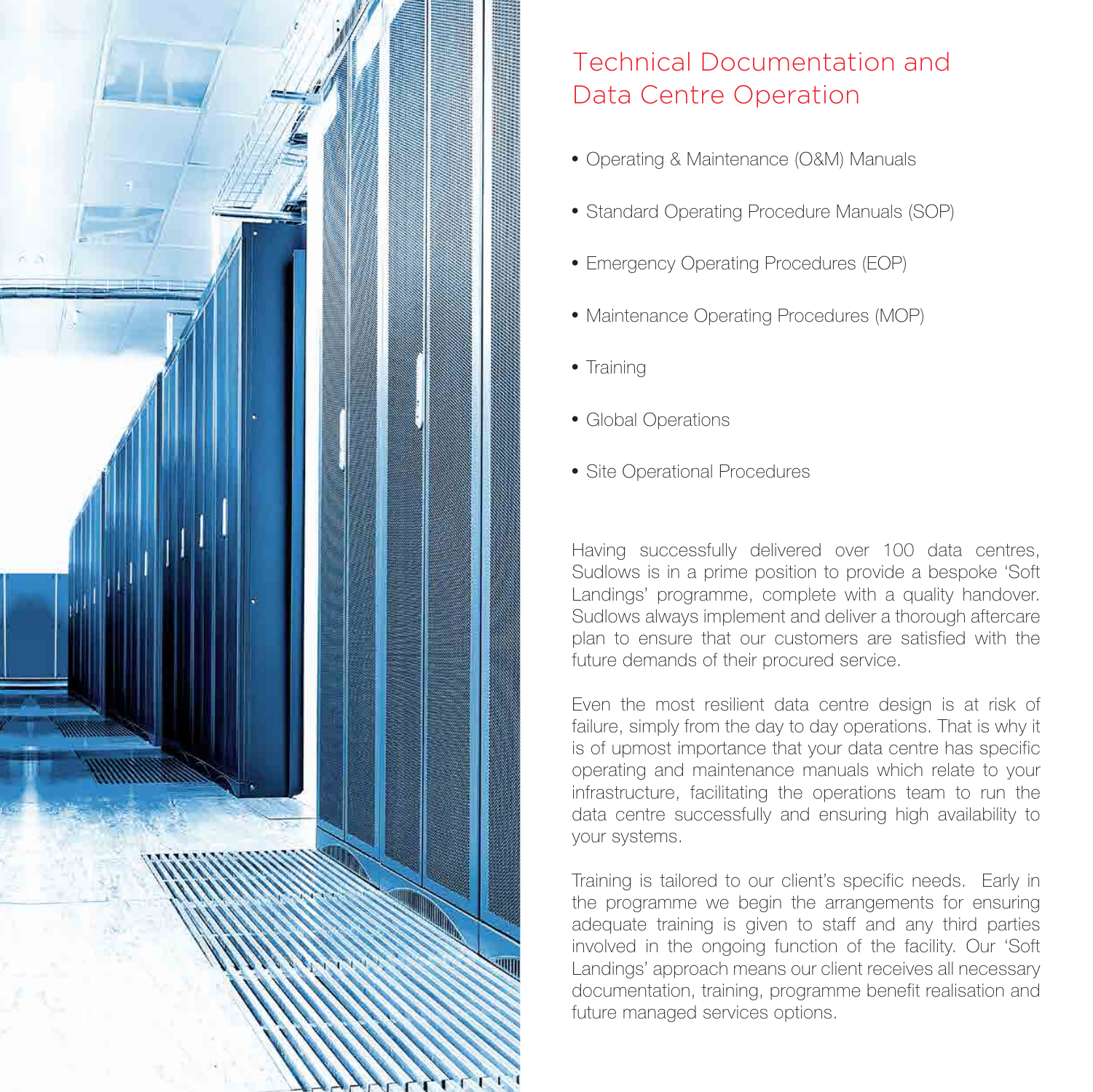# Technical Documentation and Data Centre Operation

- Operating & Maintenance (O&M) Manuals
- Standard Operating Procedure Manuals (SOP)
- Emergency Operating Procedures (EOP)
- Maintenance Operating Procedures (MOP)
- Training
- Global Operations
- Site Operational Procedures

Having successfully delivered over 100 data centres, Sudlows is in a prime position to provide a bespoke 'Soft Landings' programme, complete with a quality handover. Sudlows always implement and deliver a thorough aftercare plan to ensure that our customers are satisfied with the future demands of their procured service.

Even the most resilient data centre design is at risk of failure, simply from the day to day operations. That is why it is of upmost importance that your data centre has specific operating and maintenance manuals which relate to your infrastructure, facilitating the operations team to run the data centre successfully and ensuring high availability to your systems.

Training is tailored to our client's specific needs. Early in the programme we begin the arrangements for ensuring adequate training is given to staff and any third parties involved in the ongoing function of the facility. Our 'Soft Landings' approach means our client receives all necessary documentation, training, programme benefit realisation and future managed services options.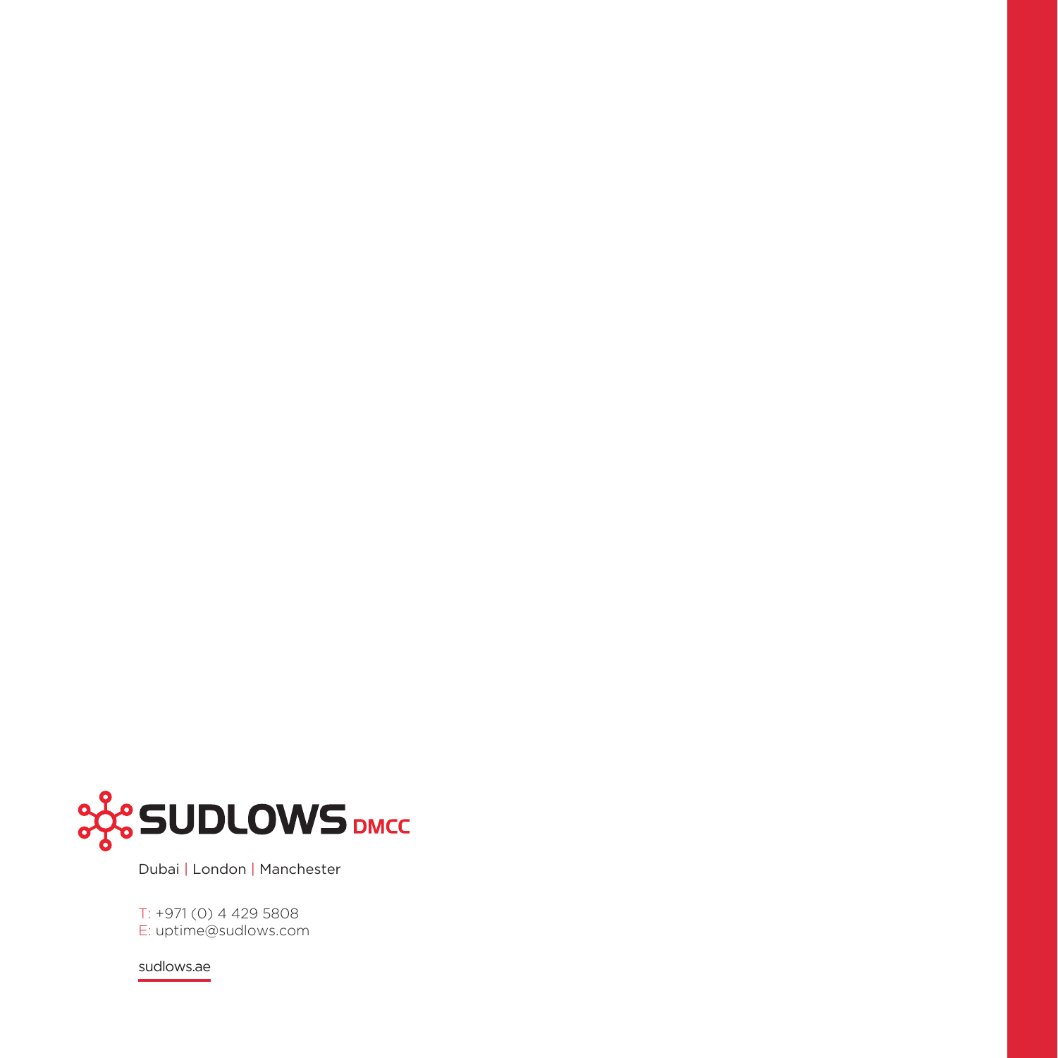SUDLOWS DMCC

Dubai | London | Manchester

T: +971 (0) 4 429 5808
E: uptime@sudlows.com

sudlows.ae